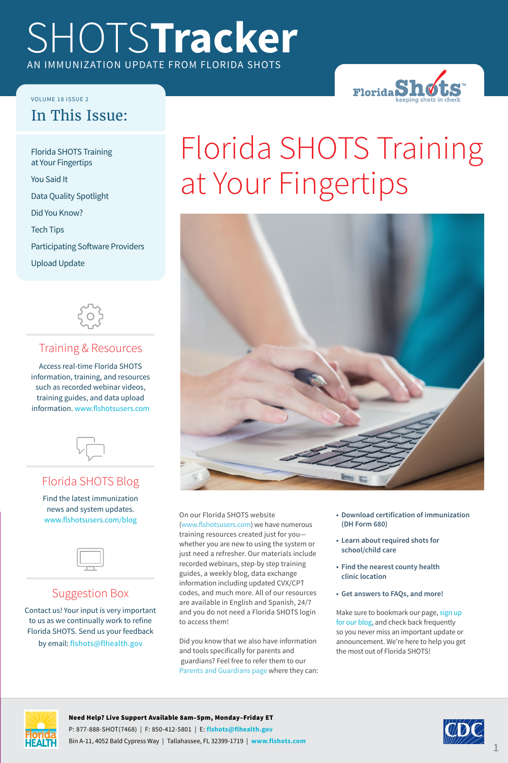# SHOTSTracker

AN IMMUNIZATION UPDATE FROM FLORIDA SHOTS

VOLUME 18 ISSUE 2

## In This Issue:

- Florida SHOTS Training at Your Fingertips
- You Said It
- Data Quality Spotlight
- Did You Know?
- Tech Tips
- Participating Software Providers
- Upload Update

### Training & Resources

Access real-time Florida SHOTS information, training, and resources such as recorded webinar videos, training guides, and data upload information. www.flshotsusers.com

### Florida SHOTS Blog

Find the latest immunization news and system updates. www.flshotsusers.com/blog

### Suggestion Box

Contact us! Your input is very important to us as we continually work to refine Florida SHOTS. Send us your feedback by email: flshots@flhealth.gov

# Florida SHOTS Training at Your Fingertips

On our Florida SHOTS website (www.flshotsusers.com) we have numerous training resources created just for you—whether you are new to using the system or just need a refresher. Our materials include recorded webinars, step-by step training guides, a weekly blog, data exchange information including updated CVX/CPT codes, and much more. All of our resources are available in English and Spanish, 24/7 and you do not need a Florida SHOTS login to access them!

Did you know that we also have information and tools specifically for parents and guardians? Feel free to refer them to our Parents and Guardians page where they can:

- **Download certification of immunization (DH Form 680)**
- **Learn about required shots for school/child care**
- **Find the nearest county health clinic location**
- **Get answers to FAQs, and more!**

Make sure to bookmark our page, sign up for our blog, and check back frequently so you never miss an important update or announcement. We're here to help you get the most out of Florida SHOTS!

**Need Help? Live Support Available 8am–5pm, Monday–Friday ET**

P: 877-888-SHOT(7468) | F: 850-412-5801 | E: **flshots@flhealth.gov**

Bin A-11, 4052 Bald Cypress Way | Tallahassee, FL 32399-1719 | **www.flshots.com**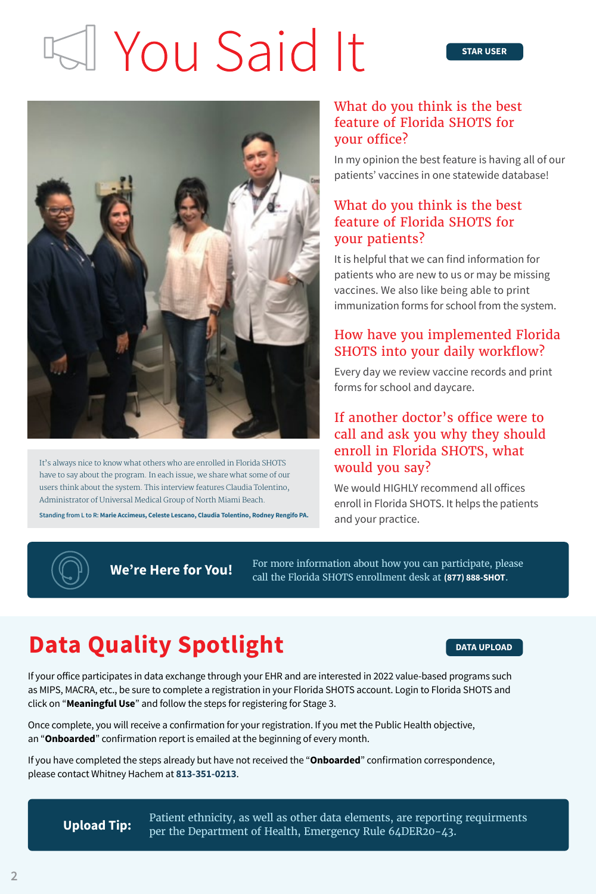# You Said It

STAR USER

It's always nice to know what others who are enrolled in Florida SHOTS have to say about the program. In each issue, we share what some of our users think about the system. This interview features Claudia Tolentino, Administrator of Universal Medical Group of North Miami Beach.

**Standing from L to R: Marie Accimeus, Celeste Lescano, Claudia Tolentino, Rodney Rengifo PA.**

### What do you think is the best feature of Florida SHOTS for your office?

In my opinion the best feature is having all of our patients' vaccines in one statewide database!

### What do you think is the best feature of Florida SHOTS for your patients?

It is helpful that we can find information for patients who are new to us or may be missing vaccines. We also like being able to print immunization forms for school from the system.

### How have you implemented Florida SHOTS into your daily workflow?

Every day we review vaccine records and print forms for school and daycare.

### If another doctor's office were to call and ask you why they should enroll in Florida SHOTS, what would you say?

We would HIGHLY recommend all offices enroll in Florida SHOTS. It helps the patients and your practice.

**We're Here for You!** For more information about how you can participate, please call the Florida SHOTS enrollment desk at **(877) 888-SHOT**.

# Data Quality Spotlight

DATA UPLOAD

If your office participates in data exchange through your EHR and are interested in 2022 value-based programs such as MIPS, MACRA, etc., be sure to complete a registration in your Florida SHOTS account. Login to Florida SHOTS and click on "**Meaningful Use**" and follow the steps for registering for Stage 3.

Once complete, you will receive a confirmation for your registration. If you met the Public Health objective, an "**Onboarded**" confirmation report is emailed at the beginning of every month.

If you have completed the steps already but have not received the "**Onboarded**" confirmation correspondence, please contact Whitney Hachem at **813-351-0213**.

**Upload Tip:** Patient ethnicity, as well as other data elements, are reporting requirments per the Department of Health, Emergency Rule 64DER20-43.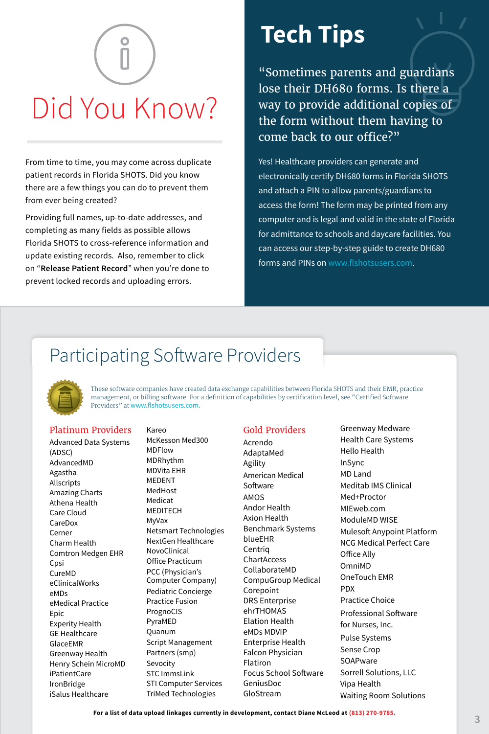# Did You Know?

From time to time, you may come across duplicate patient records in Florida SHOTS. Did you know there are a few things you can do to prevent them from ever being created?

Providing full names, up-to-date addresses, and completing as many fields as possible allows Florida SHOTS to cross-reference information and update existing records. Also, remember to click on "**Release Patient Record**" when you're done to prevent locked records and uploading errors.

# Tech Tips

"Sometimes parents and guardians lose their DH680 forms. Is there a way to provide additional copies of the form without them having to come back to our office?"

Yes! Healthcare providers can generate and electronically certify DH680 forms in Florida SHOTS and attach a PIN to allow parents/guardians to access the form! The form may be printed from any computer and is legal and valid in the state of Florida for admittance to schools and daycare facilities. You can access our step-by-step guide to create DH680 forms and PINs on www.flshotsusers.com.

# Participating Software Providers

These software companies have created data exchange capabilities between Florida SHOTS and their EMR, practice management, or billing software. For a definition of capabilities by certification level, see "Certified Software Providers" at www.flshotsusers.com.

## Platinum Providers

- Advanced Data Systems (ADSC)
- AdvancedMD
- Agastha
- Allscripts
- Amazing Charts
- Athena Health
- Care Cloud
- CareDox
- Cerner
- Charm Health
- Comtron Medgen EHR
- Cpsi
- CureMD
- eClinicalWorks
- eMDs
- eMedical Practice
- Epic
- Experity Health
- GE Healthcare
- GlaceEMR
- Greenway Health
- Henry Schein MicroMD
- iPatientCare
- IronBridge
- iSalus Healthcare
- Kareo
- McKesson Med300
- MDFlow
- MDRhythm
- MDVita EHR
- MEDENT
- MedHost
- Medicat
- MEDITECH
- MyVax
- Netsmart Technologies
- NextGen Healthcare
- NovoClinical
- Office Practicum
- PCC (Physician's Computer Company)
- Pediatric Concierge
- Practice Fusion
- PrognoCIS
- PyraMED
- Quanum
- Script Management Partners (smp)
- Sevocity
- STC ImmsLink
- STI Computer Services
- TriMed Technologies

## Gold Providers

- Acrendo
- AdaptaMed
- Agility
- American Medical Software
- AMOS
- Andor Health
- Axion Health
- Benchmark Systems
- blueEHR
- Centriq
- ChartAccess
- CollaborateMD
- CompuGroup Medical
- Corepoint
- DRS Enterprise
- ehrTHOMAS
- Elation Health
- eMDs MDVIP
- Enterprise Health
- Falcon Physician
- Flatiron
- Focus School Software
- GeniusDoc
- GloStream
- Greenway Medware
- Health Care Systems
- Hello Health
- InSync
- MD Land
- Meditab IMS Clinical
- Med+Proctor
- MIEweb.com
- ModuleMD WISE
- Mulesoft Anypoint Platform
- NCG Medical Perfect Care
- Office Ally
- OmniMD
- OneTouch EMR
- PDX
- Practice Choice
- Professional Software for Nurses, Inc.
- Pulse Systems
- Sense Crop
- SOAPware
- Sorrell Solutions, LLC
- Vipa Health
- Waiting Room Solutions

**For a list of data upload linkages currently in development, contact Diane McLeod at (813) 270-9785.**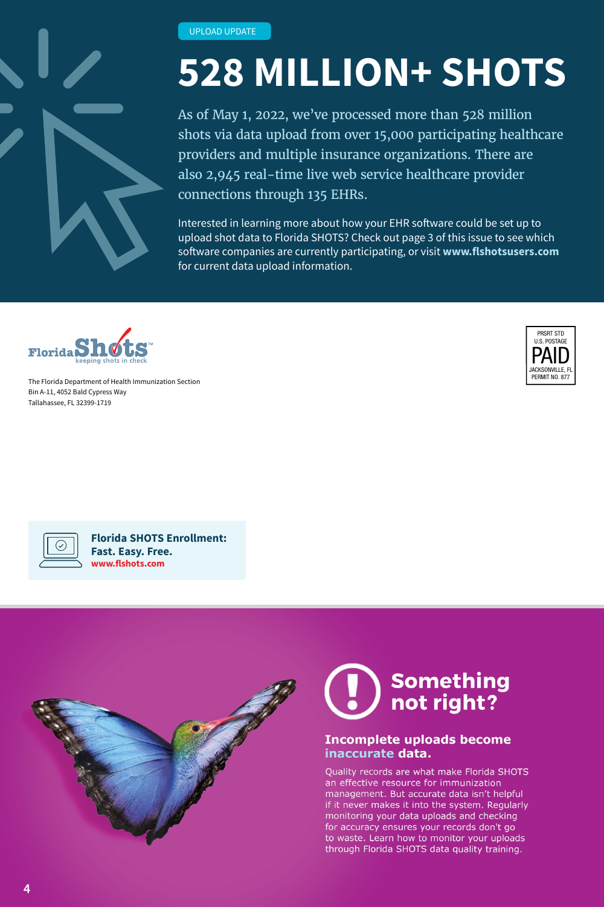UPLOAD UPDATE

# 528 MILLION+ SHOTS

As of May 1, 2022, we've processed more than 528 million shots via data upload from over 15,000 participating healthcare providers and multiple insurance organizations. There are also 2,945 real-time live web service healthcare provider connections through 135 EHRs.

Interested in learning more about how your EHR software could be set up to upload shot data to Florida SHOTS? Check out page 3 of this issue to see which software companies are currently participating, or visit **www.flshotsusers.com** for current data upload information.

Florida Shots™ keeping shots in check

The Florida Department of Health Immunization Section
Bin A-11, 4052 Bald Cypress Way
Tallahassee, FL 32399-1719

PRSRT STD
U.S. POSTAGE
PAID
JACKSONVILLE, FL
PERMIT NO. 877

**Florida SHOTS Enrollment: Fast. Easy. Free.**
**www.flshots.com**

## Something not right?

### Incomplete uploads become inaccurate data.

Quality records are what make Florida SHOTS an effective resource for immunization management. But accurate data isn't helpful if it never makes it into the system. Regularly monitoring your data uploads and checking for accuracy ensures your records don't go to waste. Learn how to monitor your uploads through Florida SHOTS data quality training.